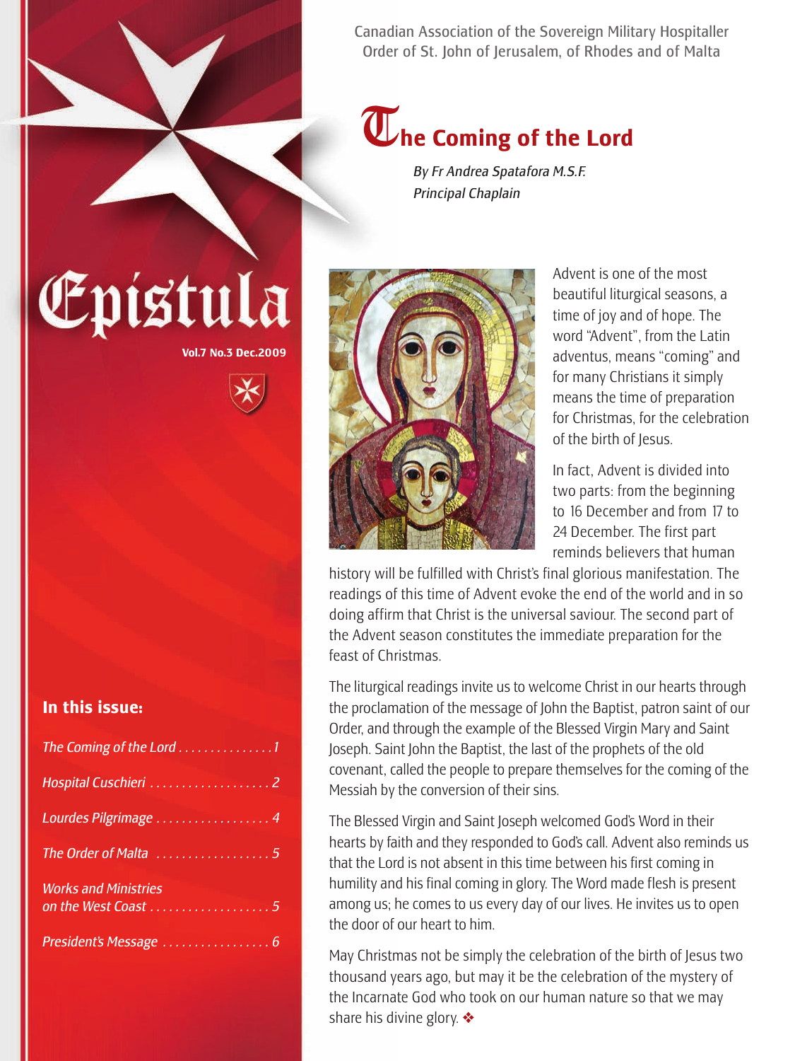Canadian Association of the Sovereign Military Hospitaller Order of St. John of Jerusalem, of Rhodes and of Malta

# Epistula

**Vol.7 No.3 Dec.2009**

## In this issue:

- *The Coming of the Lord* . . . . . . . . . . . . . . 1
- *Hospital Cuschieri* . . . . . . . . . . . . . . . . . . 2
- *Lourdes Pilgrimage* . . . . . . . . . . . . . . . . . 4
- *The Order of Malta* . . . . . . . . . . . . . . . . . 5
- *Works and Ministries on the West Coast* . . . . . . . . . . . . . . . . . . 5
- *President's Message* . . . . . . . . . . . . . . . . 6

# The Coming of the Lord

*By Fr Andrea Spatafora M.S.F.*
*Principal Chaplain*

Advent is one of the most beautiful liturgical seasons, a time of joy and of hope. The word "Advent", from the Latin adventus, means "coming" and for many Christians it simply means the time of preparation for Christmas, for the celebration of the birth of Jesus.

In fact, Advent is divided into two parts: from the beginning to 16 December and from 17 to 24 December. The first part reminds believers that human history will be fulfilled with Christ's final glorious manifestation. The readings of this time of Advent evoke the end of the world and in so doing affirm that Christ is the universal saviour. The second part of the Advent season constitutes the immediate preparation for the feast of Christmas.

The liturgical readings invite us to welcome Christ in our hearts through the proclamation of the message of John the Baptist, patron saint of our Order, and through the example of the Blessed Virgin Mary and Saint Joseph. Saint John the Baptist, the last of the prophets of the old covenant, called the people to prepare themselves for the coming of the Messiah by the conversion of their sins.

The Blessed Virgin and Saint Joseph welcomed God's Word in their hearts by faith and they responded to God's call. Advent also reminds us that the Lord is not absent in this time between his first coming in humility and his final coming in glory. The Word made flesh is present among us; he comes to us every day of our lives. He invites us to open the door of our heart to him.

May Christmas not be simply the celebration of the birth of Jesus two thousand years ago, but may it be the celebration of the mystery of the Incarnate God who took on our human nature so that we may share his divine glory. ❖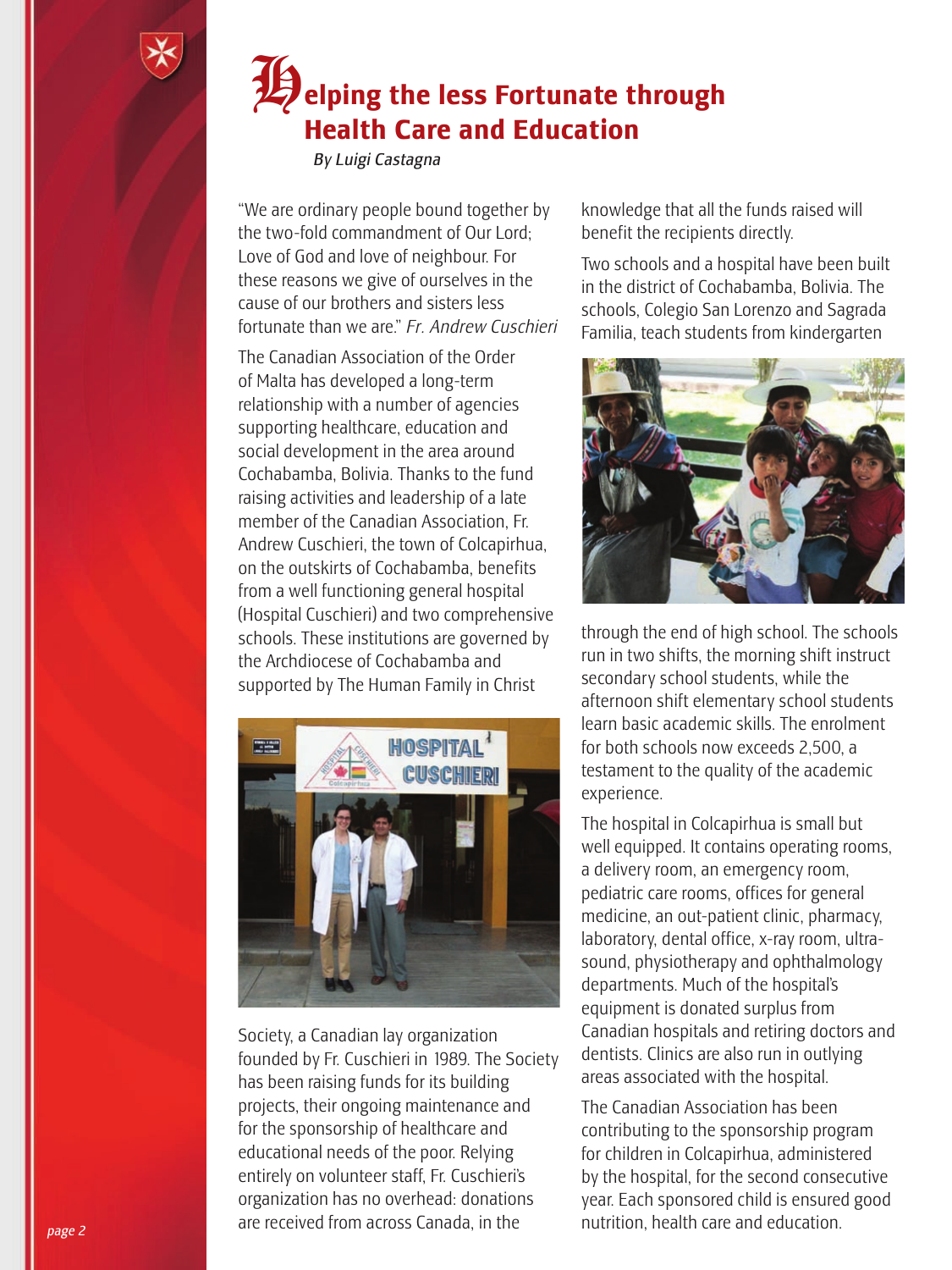# Helping the less Fortunate through Health Care and Education

*By Luigi Castagna*

"We are ordinary people bound together by the two-fold commandment of Our Lord; Love of God and love of neighbour. For these reasons we give of ourselves in the cause of our brothers and sisters less fortunate than we are." *Fr. Andrew Cuschieri*

The Canadian Association of the Order of Malta has developed a long-term relationship with a number of agencies supporting healthcare, education and social development in the area around Cochabamba, Bolivia. Thanks to the fund raising activities and leadership of a late member of the Canadian Association, Fr. Andrew Cuschieri, the town of Colcapirhua, on the outskirts of Cochabamba, benefits from a well functioning general hospital (Hospital Cuschieri) and two comprehensive schools. These institutions are governed by the Archdiocese of Cochabamba and supported by The Human Family in Christ Society, a Canadian lay organization founded by Fr. Cuschieri in 1989. The Society has been raising funds for its building projects, their ongoing maintenance and for the sponsorship of healthcare and educational needs of the poor. Relying entirely on volunteer staff, Fr. Cuschieri's organization has no overhead: donations are received from across Canada, in the knowledge that all the funds raised will benefit the recipients directly.

Two schools and a hospital have been built in the district of Cochabamba, Bolivia. The schools, Colegio San Lorenzo and Sagrada Familia, teach students from kindergarten through the end of high school. The schools run in two shifts, the morning shift instruct secondary school students, while the afternoon shift elementary school students learn basic academic skills. The enrolment for both schools now exceeds 2,500, a testament to the quality of the academic experience.

The hospital in Colcapirhua is small but well equipped. It contains operating rooms, a delivery room, an emergency room, pediatric care rooms, offices for general medicine, an out-patient clinic, pharmacy, laboratory, dental office, x-ray room, ultra-sound, physiotherapy and ophthalmology departments. Much of the hospital's equipment is donated surplus from Canadian hospitals and retiring doctors and dentists. Clinics are also run in outlying areas associated with the hospital.

The Canadian Association has been contributing to the sponsorship program for children in Colcapirhua, administered by the hospital, for the second consecutive year. Each sponsored child is ensured good nutrition, health care and education.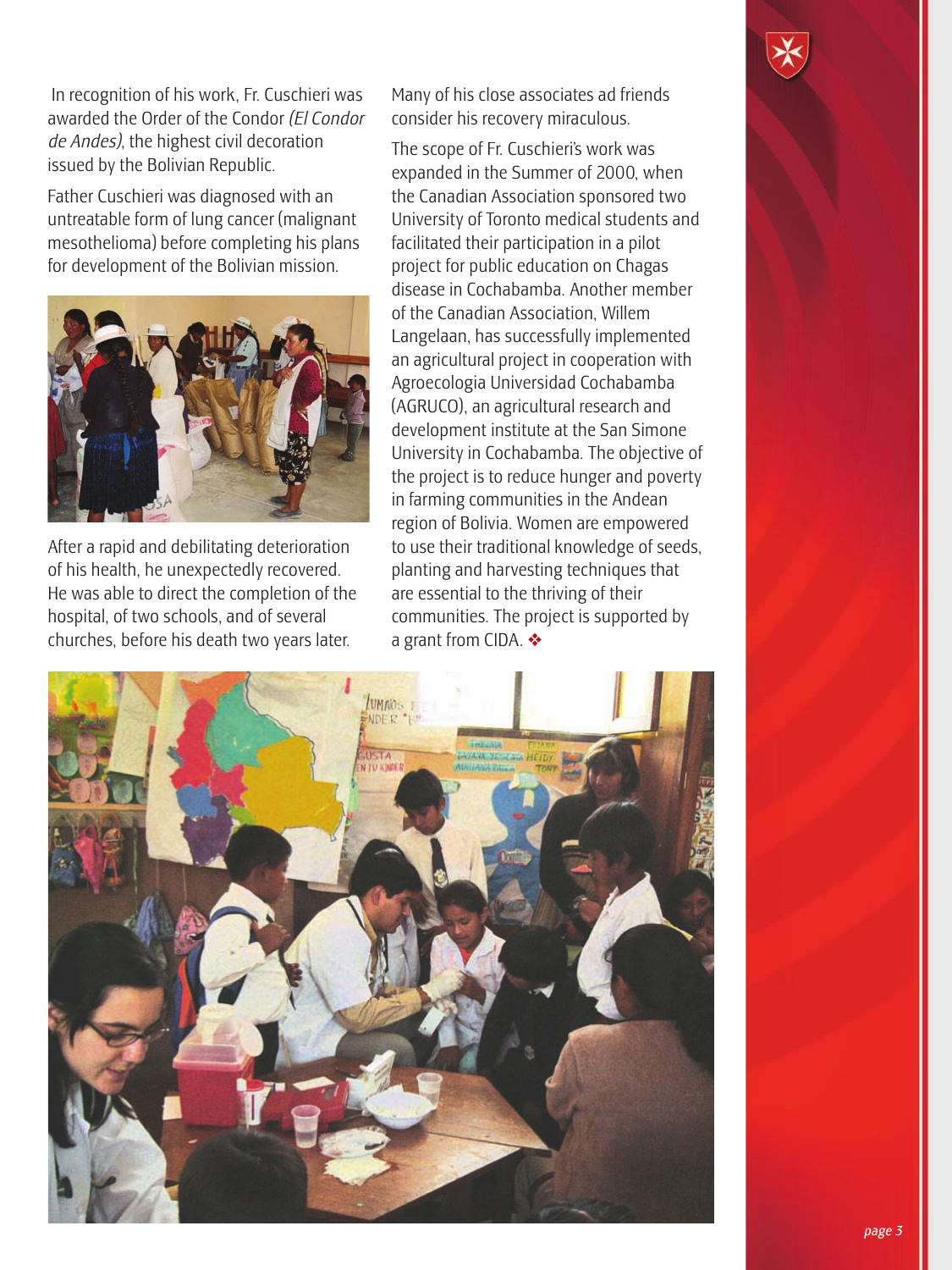In recognition of his work, Fr. Cuschieri was awarded the Order of the Condor *(El Condor de Andes)*, the highest civil decoration issued by the Bolivian Republic.

Father Cuschieri was diagnosed with an untreatable form of lung cancer (malignant mesothelioma) before completing his plans for development of the Bolivian mission.

After a rapid and debilitating deterioration of his health, he unexpectedly recovered. He was able to direct the completion of the hospital, of two schools, and of several churches, before his death two years later. Many of his close associates ad friends consider his recovery miraculous.

The scope of Fr. Cuschieri's work was expanded in the Summer of 2000, when the Canadian Association sponsored two University of Toronto medical students and facilitated their participation in a pilot project for public education on Chagas disease in Cochabamba. Another member of the Canadian Association, Willem Langelaan, has successfully implemented an agricultural project in cooperation with Agroecologia Universidad Cochabamba (AGRUCO), an agricultural research and development institute at the San Simone University in Cochabamba. The objective of the project is to reduce hunger and poverty in farming communities in the Andean region of Bolivia. Women are empowered to use their traditional knowledge of seeds, planting and harvesting techniques that are essential to the thriving of their communities. The project is supported by a grant from CIDA. ❖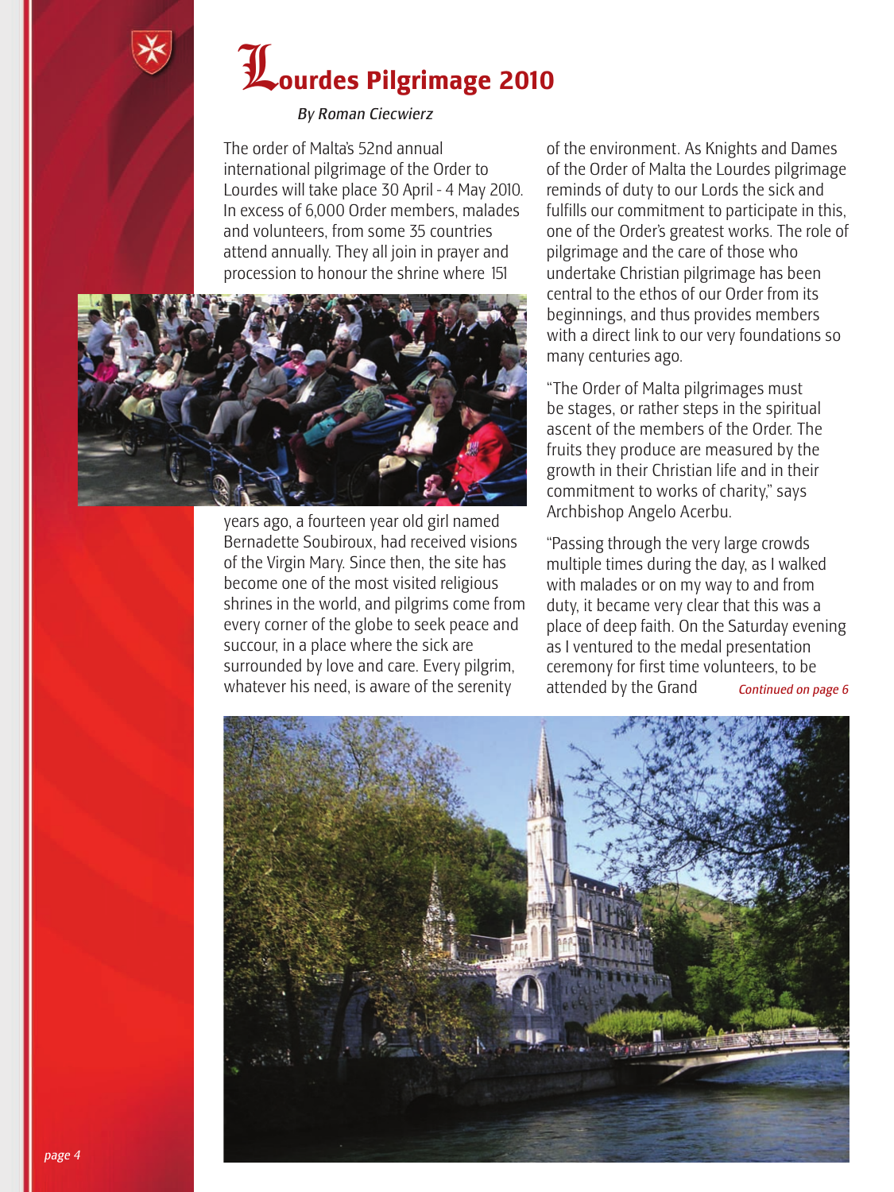# Lourdes Pilgrimage 2010

*By Roman Ciecwierz*

The order of Malta's 52nd annual international pilgrimage of the Order to Lourdes will take place 30 April - 4 May 2010. In excess of 6,000 Order members, malades and volunteers, from some 35 countries attend annually. They all join in prayer and procession to honour the shrine where 151 years ago, a fourteen year old girl named Bernadette Soubiroux, had received visions of the Virgin Mary. Since then, the site has become one of the most visited religious shrines in the world, and pilgrims come from every corner of the globe to seek peace and succour, in a place where the sick are surrounded by love and care. Every pilgrim, whatever his need, is aware of the serenity of the environment. As Knights and Dames of the Order of Malta the Lourdes pilgrimage reminds of duty to our Lords the sick and fulfills our commitment to participate in this, one of the Order's greatest works. The role of pilgrimage and the care of those who undertake Christian pilgrimage has been central to the ethos of our Order from its beginnings, and thus provides members with a direct link to our very foundations so many centuries ago.

"The Order of Malta pilgrimages must be stages, or rather steps in the spiritual ascent of the members of the Order. The fruits they produce are measured by the growth in their Christian life and in their commitment to works of charity," says Archbishop Angelo Acerbu.

"Passing through the very large crowds multiple times during the day, as I walked with malades or on my way to and from duty, it became very clear that this was a place of deep faith. On the Saturday evening as I ventured to the medal presentation ceremony for first time volunteers, to be attended by the Grand *Continued on page 6*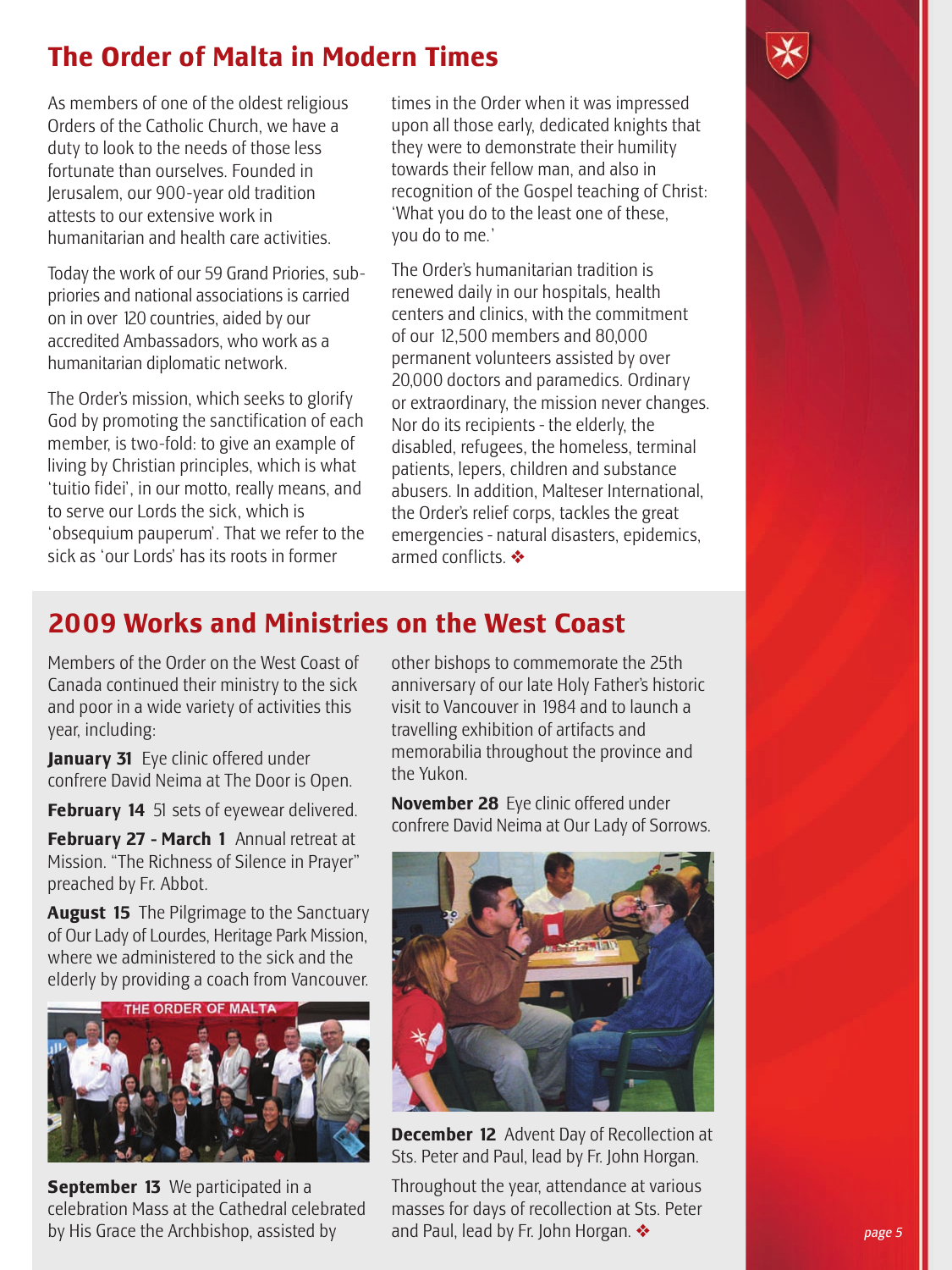## The Order of Malta in Modern Times

As members of one of the oldest religious Orders of the Catholic Church, we have a duty to look to the needs of those less fortunate than ourselves. Founded in Jerusalem, our 900-year old tradition attests to our extensive work in humanitarian and health care activities.

Today the work of our 59 Grand Priories, sub-priories and national associations is carried on in over 120 countries, aided by our accredited Ambassadors, who work as a humanitarian diplomatic network.

The Order's mission, which seeks to glorify God by promoting the sanctification of each member, is two-fold: to give an example of living by Christian principles, which is what 'tuitio fidei', in our motto, really means, and to serve our Lords the sick, which is 'obsequium pauperum'. That we refer to the sick as 'our Lords' has its roots in former times in the Order when it was impressed upon all those early, dedicated knights that they were to demonstrate their humility towards their fellow man, and also in recognition of the Gospel teaching of Christ: 'What you do to the least one of these, you do to me.'

The Order's humanitarian tradition is renewed daily in our hospitals, health centers and clinics, with the commitment of our 12,500 members and 80,000 permanent volunteers assisted by over 20,000 doctors and paramedics. Ordinary or extraordinary, the mission never changes. Nor do its recipients - the elderly, the disabled, refugees, the homeless, terminal patients, lepers, children and substance abusers. In addition, Malteser International, the Order's relief corps, tackles the great emergencies - natural disasters, epidemics, armed conflicts. ❖

## 2009 Works and Ministries on the West Coast

Members of the Order on the West Coast of Canada continued their ministry to the sick and poor in a wide variety of activities this year, including:

**January 31** Eye clinic offered under confrere David Neima at The Door is Open.

**February 14** 51 sets of eyewear delivered.

**February 27 - March 1** Annual retreat at Mission. "The Richness of Silence in Prayer" preached by Fr. Abbot.

**August 15** The Pilgrimage to the Sanctuary of Our Lady of Lourdes, Heritage Park Mission, where we administered to the sick and the elderly by providing a coach from Vancouver.

**September 13** We participated in a celebration Mass at the Cathedral celebrated by His Grace the Archbishop, assisted by other bishops to commemorate the 25th anniversary of our late Holy Father's historic visit to Vancouver in 1984 and to launch a travelling exhibition of artifacts and memorabilia throughout the province and the Yukon.

**November 28** Eye clinic offered under confrere David Neima at Our Lady of Sorrows.

**December 12** Advent Day of Recollection at Sts. Peter and Paul, lead by Fr. John Horgan.

Throughout the year, attendance at various masses for days of recollection at Sts. Peter and Paul, lead by Fr. John Horgan. ❖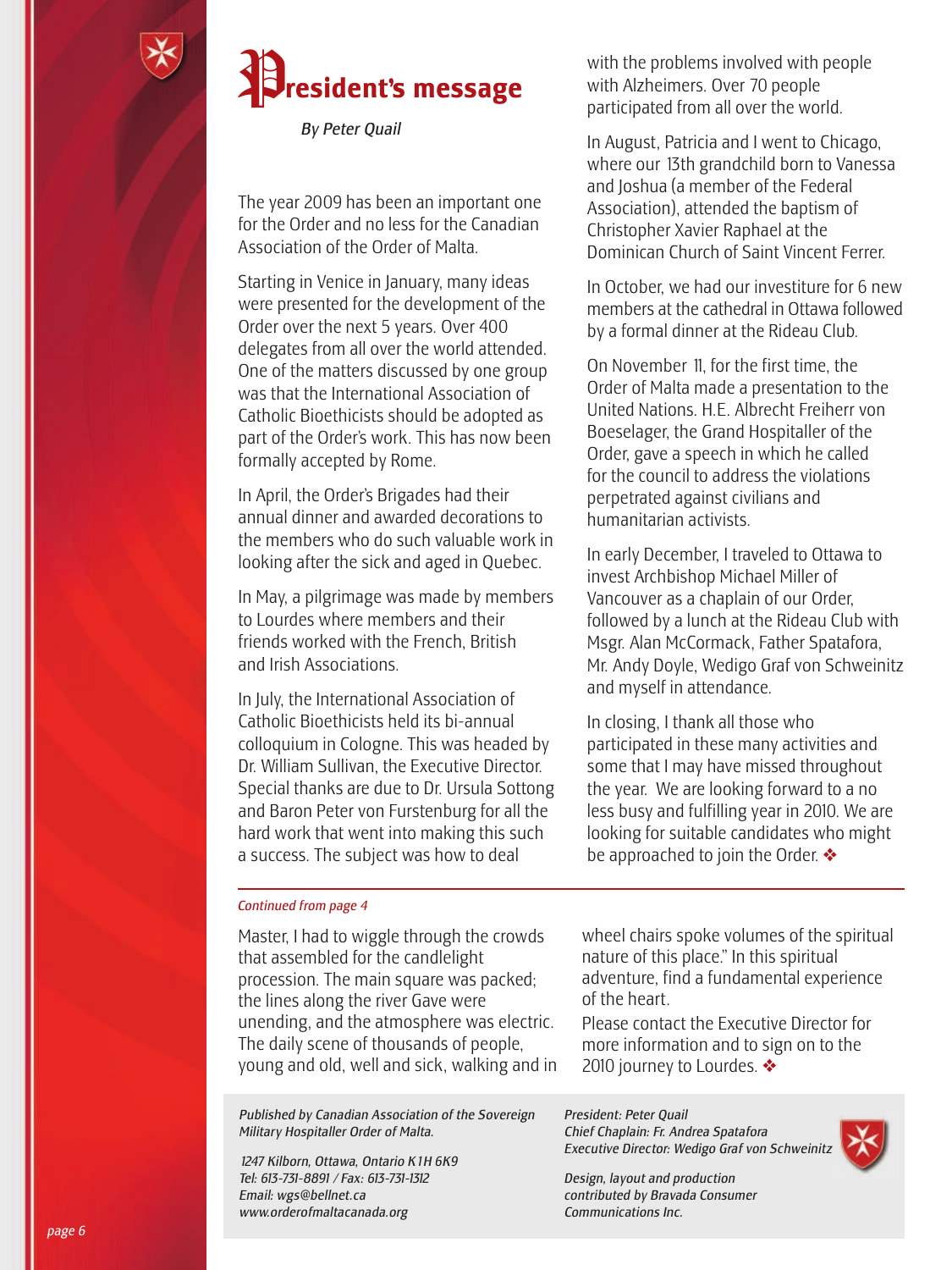# President's message

*By Peter Quail*

The year 2009 has been an important one for the Order and no less for the Canadian Association of the Order of Malta.

Starting in Venice in January, many ideas were presented for the development of the Order over the next 5 years. Over 400 delegates from all over the world attended. One of the matters discussed by one group was that the International Association of Catholic Bioethicists should be adopted as part of the Order's work. This has now been formally accepted by Rome.

In April, the Order's Brigades had their annual dinner and awarded decorations to the members who do such valuable work in looking after the sick and aged in Quebec.

In May, a pilgrimage was made by members to Lourdes where members and their friends worked with the French, British and Irish Associations.

In July, the International Association of Catholic Bioethicists held its bi-annual colloquium in Cologne. This was headed by Dr. William Sullivan, the Executive Director. Special thanks are due to Dr. Ursula Sottong and Baron Peter von Furstenburg for all the hard work that went into making this such a success. The subject was how to deal with the problems involved with people with Alzheimers. Over 70 people participated from all over the world.

In August, Patricia and I went to Chicago, where our 13th grandchild born to Vanessa and Joshua (a member of the Federal Association), attended the baptism of Christopher Xavier Raphael at the Dominican Church of Saint Vincent Ferrer.

In October, we had our investiture for 6 new members at the cathedral in Ottawa followed by a formal dinner at the Rideau Club.

On November 11, for the first time, the Order of Malta made a presentation to the United Nations. H.E. Albrecht Freiherr von Boeselager, the Grand Hospitaller of the Order, gave a speech in which he called for the council to address the violations perpetrated against civilians and humanitarian activists.

In early December, I traveled to Ottawa to invest Archbishop Michael Miller of Vancouver as a chaplain of our Order, followed by a lunch at the Rideau Club with Msgr. Alan McCormack, Father Spatafora, Mr. Andy Doyle, Wedigo Graf von Schweinitz and myself in attendance.

In closing, I thank all those who participated in these many activities and some that I may have missed throughout the year. We are looking forward to a no less busy and fulfilling year in 2010. We are looking for suitable candidates who might be approached to join the Order. ❖

---

*Continued from page 4*

Master, I had to wiggle through the crowds that assembled for the candlelight procession. The main square was packed; the lines along the river Gave were unending, and the atmosphere was electric. The daily scene of thousands of people, young and old, well and sick, walking and in wheel chairs spoke volumes of the spiritual nature of this place." In this spiritual adventure, find a fundamental experience of the heart.

Please contact the Executive Director for more information and to sign on to the 2010 journey to Lourdes. ❖

---

*Published by Canadian Association of the Sovereign Military Hospitaller Order of Malta.*

*1247 Kilborn, Ottawa, Ontario K1H 6K9*
*Tel: 613-731-8891 / Fax: 613-731-1312*
*Email: wgs@bellnet.ca*
*www.orderofmaltacanada.org*

*President: Peter Quail*
*Chief Chaplain: Fr. Andrea Spatafora*
*Executive Director: Wedigo Graf von Schweinitz*

*Design, layout and production contributed by Bravada Consumer Communications Inc.*